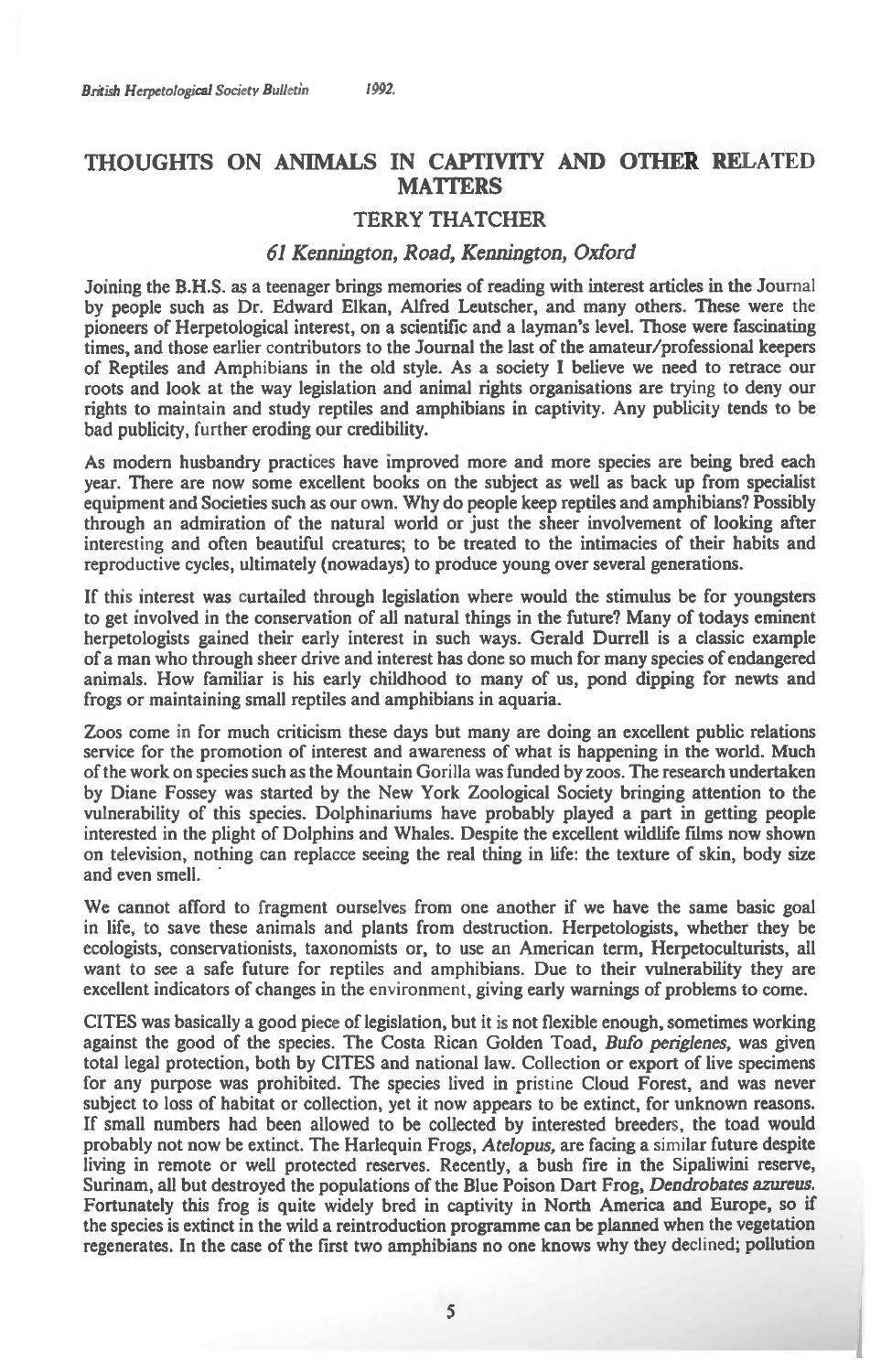# THOUGHTS ON ANIMALS IN CAPTIVITY AND OTHER RELATED MATTERS

## TERRY THATCHER

*61 Kennington, Road, Kennington, Oxford*

Joining the B.H.S. as a teenager brings memories of reading with interest articles in the Journal by people such as Dr. Edward Elkan, Alfred Leutscher, and many others. These were the pioneers of Herpetological interest, on a scientific and a layman's level. Those were fascinating times, and those earlier contributors to the Journal the last of the amateur/professional keepers of Reptiles and Amphibians in the old style. As a society I believe we need to retrace our roots and look at the way legislation and animal rights organisations are trying to deny our rights to maintain and study reptiles and amphibians in captivity. Any publicity tends to be bad publicity, further eroding our credibility.

As modern husbandry practices have improved more and more species are being bred each year. There are now some excellent books on the subject as well as back up from specialist equipment and Societies such as our own. Why do people keep reptiles and amphibians? Possibly through an admiration of the natural world or just the sheer involvement of looking after interesting and often beautiful creatures; to be treated to the intimacies of their habits and reproductive cycles, ultimately (nowadays) to produce young over several generations.

If this interest was curtailed through legislation where would the stimulus be for youngsters to get involved in the conservation of all natural things in the future? Many of todays eminent herpetologists gained their early interest in such ways. Gerald Durrell is a classic example of a man who through sheer drive and interest has done so much for many species of endangered animals. How familiar is his early childhood to many of us, pond dipping for newts and frogs or maintaining small reptiles and amphibians in aquaria.

Zoos come in for much criticism these days but many are doing an excellent public relations service for the promotion of interest and awareness of what is happening in the world. Much of the work on species such as the Mountain Gorilla was funded by zoos. The research undertaken by Diane Fossey was started by the New York Zoological Society bringing attention to the vulnerability of this species. Dolphinariums have probably played a part in getting people interested in the plight of Dolphins and Whales. Despite the excellent wildlife films now shown on television, nothing can replacce seeing the real thing in life: the texture of skin, body size and even smell.

We cannot afford to fragment ourselves from one another if we have the same basic goal in life, to save these animals and plants from destruction. Herpetologists, whether they be ecologists, conservationists, taxonomists or, to use an American term, Herpetoculturists, all want to see a safe future for reptiles and amphibians. Due to their vulnerability they are excellent indicators of changes in the environment, giving early warnings of problems to come.

CITES was basically a good piece of legislation, but it is not flexible enough, sometimes working against the good of the species. The Costa Rican Golden Toad, *Bufo periglenes*, was given total legal protection, both by CITES and national law. Collection or export of live specimens for any purpose was prohibited. The species lived in pristine Cloud Forest, and was never subject to loss of habitat or collection, yet it now appears to be extinct, for unknown reasons. If small numbers had been allowed to be collected by interested breeders, the toad would probably not now be extinct. The Harlequin Frogs, *Atelopus*, are facing a similar future despite living in remote or well protected reserves. Recently, a bush fire in the Sipaliwini reserve, Surinam, all but destroyed the populations of the Blue Poison Dart Frog, *Dendrobates azureus*. Fortunately this frog is quite widely bred in captivity in North America and Europe, so if the species is extinct in the wild a reintroduction programme can be planned when the vegetation regenerates. In the case of the first two amphibians no one knows why they declined; pollution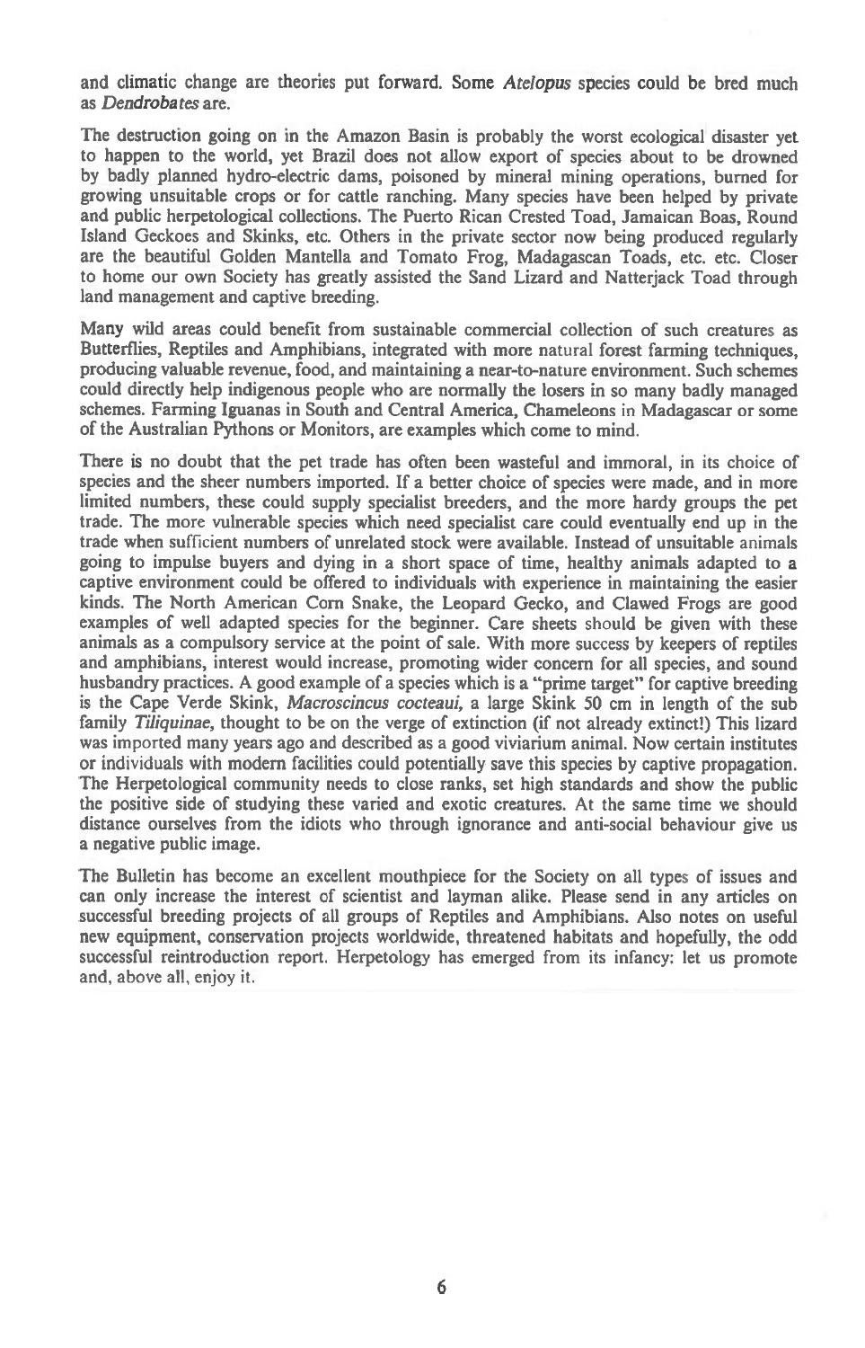and climatic change are theories put forward. Some *Atelopus* species could be bred much as *Dendrobates* are.

The destruction going on in the Amazon Basin is probably the worst ecological disaster yet to happen to the world, yet Brazil does not allow export of species about to be drowned by badly planned hydro-electric dams, poisoned by mineral mining operations, burned for growing unsuitable crops or for cattle ranching. Many species have been helped by private and public herpetological collections. The Puerto Rican Crested Toad, Jamaican Boas, Round Island Geckoes and Skinks, etc. Others in the private sector now being produced regularly are the beautiful Golden Mantella and Tomato Frog, Madagascan Toads, etc. etc. Closer to home our own Society has greatly assisted the Sand Lizard and Natterjack Toad through land management and captive breeding.

Many wild areas could benefit from sustainable commercial collection of such creatures as Butterflies, Reptiles and Amphibians, integrated with more natural forest farming techniques, producing valuable revenue, food, and maintaining a near-to-nature environment. Such schemes could directly help indigenous people who are normally the losers in so many badly managed schemes. Farming Iguanas in South and Central America, Chameleons in Madagascar or some of the Australian Pythons or Monitors, are examples which come to mind.

There is no doubt that the pet trade has often been wasteful and immoral, in its choice of species and the sheer numbers imported. If a better choice of species were made, and in more limited numbers, these could supply specialist breeders, and the more hardy groups the pet trade. The more vulnerable species which need specialist care could eventually end up in the trade when sufficient numbers of unrelated stock were available. Instead of unsuitable animals going to impulse buyers and dying in a short space of time, healthy animals adapted to a captive environment could be offered to individuals with experience in maintaining the easier kinds. The North American Corn Snake, the Leopard Gecko, and Clawed Frogs are good examples of well adapted species for the beginner. Care sheets should be given with these animals as a compulsory service at the point of sale. With more success by keepers of reptiles and amphibians, interest would increase, promoting wider concern for all species, and sound husbandry practices. A good example of a species which is a "prime target" for captive breeding is the Cape Verde Skink, *Macroscincus cocteaui,* a large Skink 50 cm in length of the sub family *Tiliquinae,* thought to be on the verge of extinction (if not already extinct!) This lizard was imported many years ago and described as a good vivarium animal. Now certain institutes or individuals with modern facilities could potentially save this species by captive propagation. The Herpetological community needs to close ranks, set high standards and show the public the positive side of studying these varied and exotic creatures. At the same time we should distance ourselves from the idiots who through ignorance and anti-social behaviour give us a negative public image.

The Bulletin has become an excellent mouthpiece for the Society on all types of issues and can only increase the interest of scientist and layman alike. Please send in any articles on successful breeding projects of all groups of Reptiles and Amphibians. Also notes on useful new equipment, conservation projects worldwide, threatened habitats and hopefully, the odd successful reintroduction report. Herpetology has emerged from its infancy: let us promote and, above all, enjoy it.